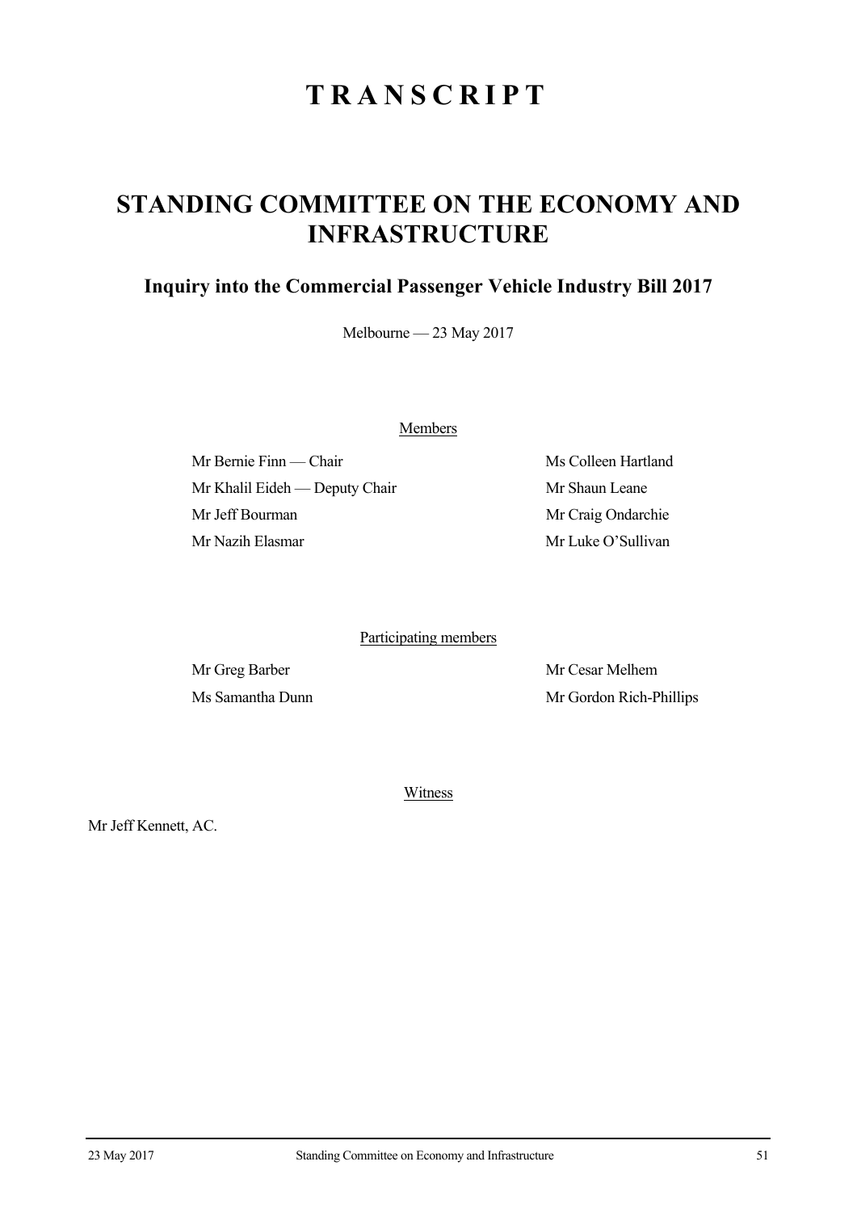# TRANSCRIPT

## STANDING COMMITTEE ON THE ECONOMY AND INFRASTRUCTURE

### Inquiry into the Commercial Passenger Vehicle Industry Bill 2017

Melbourne — 23 May 2017

Members

Mr Bernie Finn — Chair

Mr Khalil Eideh — Deputy Chair

Mr Jeff Bourman

Mr Nazih Elasmar

Ms Colleen Hartland

Mr Shaun Leane

Mr Craig Ondarchie

Mr Luke O'Sullivan

Participating members

Mr Greg Barber

Ms Samantha Dunn

Mr Cesar Melhem

Mr Gordon Rich-Phillips

Witness

Mr Jeff Kennett, AC.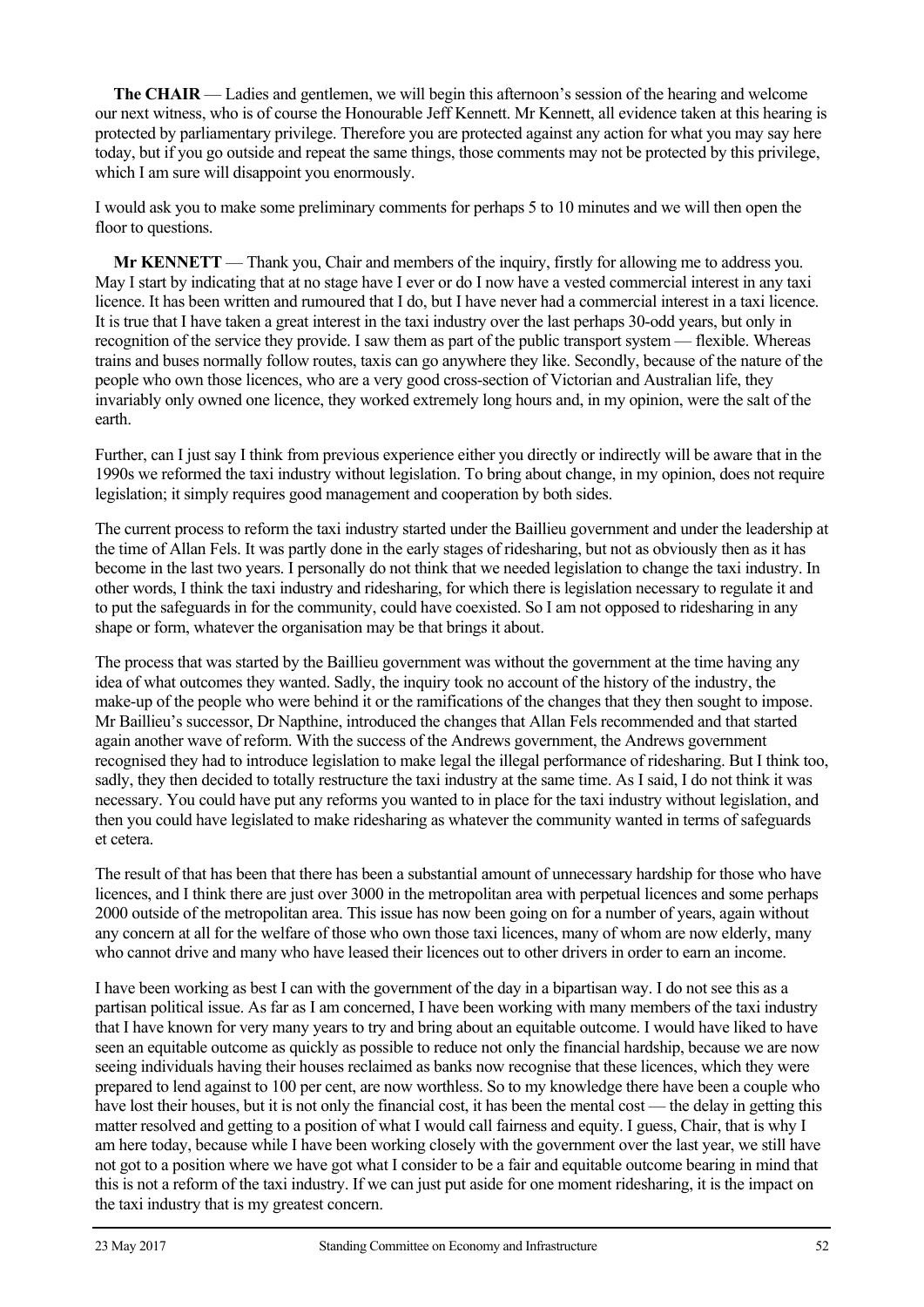**The CHAIR** — Ladies and gentlemen, we will begin this afternoon's session of the hearing and welcome our next witness, who is of course the Honourable Jeff Kennett. Mr Kennett, all evidence taken at this hearing is protected by parliamentary privilege. Therefore you are protected against any action for what you may say here today, but if you go outside and repeat the same things, those comments may not be protected by this privilege, which I am sure will disappoint you enormously.

I would ask you to make some preliminary comments for perhaps 5 to 10 minutes and we will then open the floor to questions.

**Mr KENNETT** — Thank you, Chair and members of the inquiry, firstly for allowing me to address you. May I start by indicating that at no stage have I ever or do I now have a vested commercial interest in any taxi licence. It has been written and rumoured that I do, but I have never had a commercial interest in a taxi licence. It is true that I have taken a great interest in the taxi industry over the last perhaps 30-odd years, but only in recognition of the service they provide. I saw them as part of the public transport system — flexible. Whereas trains and buses normally follow routes, taxis can go anywhere they like. Secondly, because of the nature of the people who own those licences, who are a very good cross-section of Victorian and Australian life, they invariably only owned one licence, they worked extremely long hours and, in my opinion, were the salt of the earth.

Further, can I just say I think from previous experience either you directly or indirectly will be aware that in the 1990s we reformed the taxi industry without legislation. To bring about change, in my opinion, does not require legislation; it simply requires good management and cooperation by both sides.

The current process to reform the taxi industry started under the Baillieu government and under the leadership at the time of Allan Fels. It was partly done in the early stages of ridesharing, but not as obviously then as it has become in the last two years. I personally do not think that we needed legislation to change the taxi industry. In other words, I think the taxi industry and ridesharing, for which there is legislation necessary to regulate it and to put the safeguards in for the community, could have coexisted. So I am not opposed to ridesharing in any shape or form, whatever the organisation may be that brings it about.

The process that was started by the Baillieu government was without the government at the time having any idea of what outcomes they wanted. Sadly, the inquiry took no account of the history of the industry, the make-up of the people who were behind it or the ramifications of the changes that they then sought to impose. Mr Baillieu's successor, Dr Napthine, introduced the changes that Allan Fels recommended and that started again another wave of reform. With the success of the Andrews government, the Andrews government recognised they had to introduce legislation to make legal the illegal performance of ridesharing. But I think too, sadly, they then decided to totally restructure the taxi industry at the same time. As I said, I do not think it was necessary. You could have put any reforms you wanted to in place for the taxi industry without legislation, and then you could have legislated to make ridesharing as whatever the community wanted in terms of safeguards et cetera.

The result of that has been that there has been a substantial amount of unnecessary hardship for those who have licences, and I think there are just over 3000 in the metropolitan area with perpetual licences and some perhaps 2000 outside of the metropolitan area. This issue has now been going on for a number of years, again without any concern at all for the welfare of those who own those taxi licences, many of whom are now elderly, many who cannot drive and many who have leased their licences out to other drivers in order to earn an income.

I have been working as best I can with the government of the day in a bipartisan way. I do not see this as a partisan political issue. As far as I am concerned, I have been working with many members of the taxi industry that I have known for very many years to try and bring about an equitable outcome. I would have liked to have seen an equitable outcome as quickly as possible to reduce not only the financial hardship, because we are now seeing individuals having their houses reclaimed as banks now recognise that these licences, which they were prepared to lend against to 100 per cent, are now worthless. So to my knowledge there have been a couple who have lost their houses, but it is not only the financial cost, it has been the mental cost — the delay in getting this matter resolved and getting to a position of what I would call fairness and equity. I guess, Chair, that is why I am here today, because while I have been working closely with the government over the last year, we still have not got to a position where we have got what I consider to be a fair and equitable outcome bearing in mind that this is not a reform of the taxi industry. If we can just put aside for one moment ridesharing, it is the impact on the taxi industry that is my greatest concern.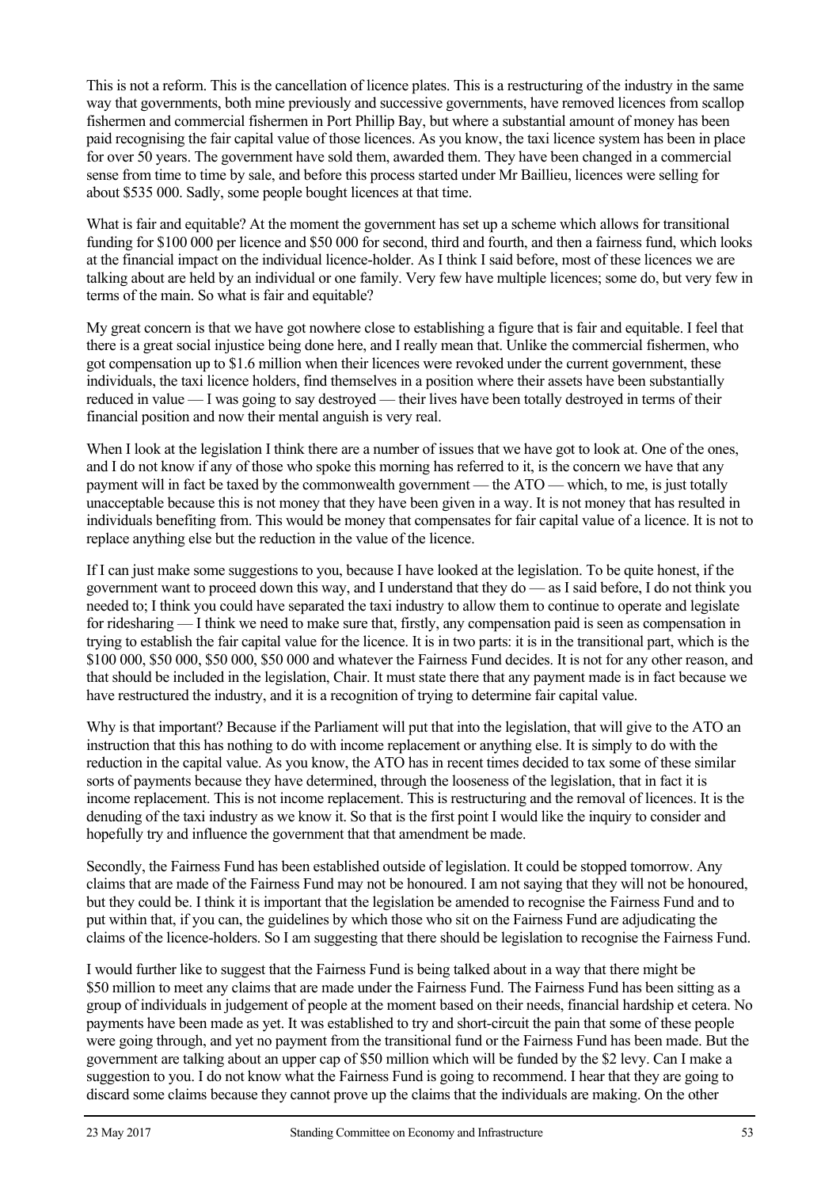This is not a reform. This is the cancellation of licence plates. This is a restructuring of the industry in the same way that governments, both mine previously and successive governments, have removed licences from scallop fishermen and commercial fishermen in Port Phillip Bay, but where a substantial amount of money has been paid recognising the fair capital value of those licences. As you know, the taxi licence system has been in place for over 50 years. The government have sold them, awarded them. They have been changed in a commercial sense from time to time by sale, and before this process started under Mr Baillieu, licences were selling for about \$535 000. Sadly, some people bought licences at that time.

What is fair and equitable? At the moment the government has set up a scheme which allows for transitional funding for \$100 000 per licence and \$50 000 for second, third and fourth, and then a fairness fund, which looks at the financial impact on the individual licence-holder. As I think I said before, most of these licences we are talking about are held by an individual or one family. Very few have multiple licences; some do, but very few in terms of the main. So what is fair and equitable?

My great concern is that we have got nowhere close to establishing a figure that is fair and equitable. I feel that there is a great social injustice being done here, and I really mean that. Unlike the commercial fishermen, who got compensation up to \$1.6 million when their licences were revoked under the current government, these individuals, the taxi licence holders, find themselves in a position where their assets have been substantially reduced in value — I was going to say destroyed — their lives have been totally destroyed in terms of their financial position and now their mental anguish is very real.

When I look at the legislation I think there are a number of issues that we have got to look at. One of the ones, and I do not know if any of those who spoke this morning has referred to it, is the concern we have that any payment will in fact be taxed by the commonwealth government — the ATO — which, to me, is just totally unacceptable because this is not money that they have been given in a way. It is not money that has resulted in individuals benefiting from. This would be money that compensates for fair capital value of a licence. It is not to replace anything else but the reduction in the value of the licence.

If I can just make some suggestions to you, because I have looked at the legislation. To be quite honest, if the government want to proceed down this way, and I understand that they do — as I said before, I do not think you needed to; I think you could have separated the taxi industry to allow them to continue to operate and legislate for ridesharing — I think we need to make sure that, firstly, any compensation paid is seen as compensation in trying to establish the fair capital value for the licence. It is in two parts: it is in the transitional part, which is the \$100 000, \$50 000, \$50 000, \$50 000 and whatever the Fairness Fund decides. It is not for any other reason, and that should be included in the legislation, Chair. It must state there that any payment made is in fact because we have restructured the industry, and it is a recognition of trying to determine fair capital value.

Why is that important? Because if the Parliament will put that into the legislation, that will give to the ATO an instruction that this has nothing to do with income replacement or anything else. It is simply to do with the reduction in the capital value. As you know, the ATO has in recent times decided to tax some of these similar sorts of payments because they have determined, through the looseness of the legislation, that in fact it is income replacement. This is not income replacement. This is restructuring and the removal of licences. It is the denuding of the taxi industry as we know it. So that is the first point I would like the inquiry to consider and hopefully try and influence the government that that amendment be made.

Secondly, the Fairness Fund has been established outside of legislation. It could be stopped tomorrow. Any claims that are made of the Fairness Fund may not be honoured. I am not saying that they will not be honoured, but they could be. I think it is important that the legislation be amended to recognise the Fairness Fund and to put within that, if you can, the guidelines by which those who sit on the Fairness Fund are adjudicating the claims of the licence-holders. So I am suggesting that there should be legislation to recognise the Fairness Fund.

I would further like to suggest that the Fairness Fund is being talked about in a way that there might be \$50 million to meet any claims that are made under the Fairness Fund. The Fairness Fund has been sitting as a group of individuals in judgement of people at the moment based on their needs, financial hardship et cetera. No payments have been made as yet. It was established to try and short-circuit the pain that some of these people were going through, and yet no payment from the transitional fund or the Fairness Fund has been made. But the government are talking about an upper cap of \$50 million which will be funded by the \$2 levy. Can I make a suggestion to you. I do not know what the Fairness Fund is going to recommend. I hear that they are going to discard some claims because they cannot prove up the claims that the individuals are making. On the other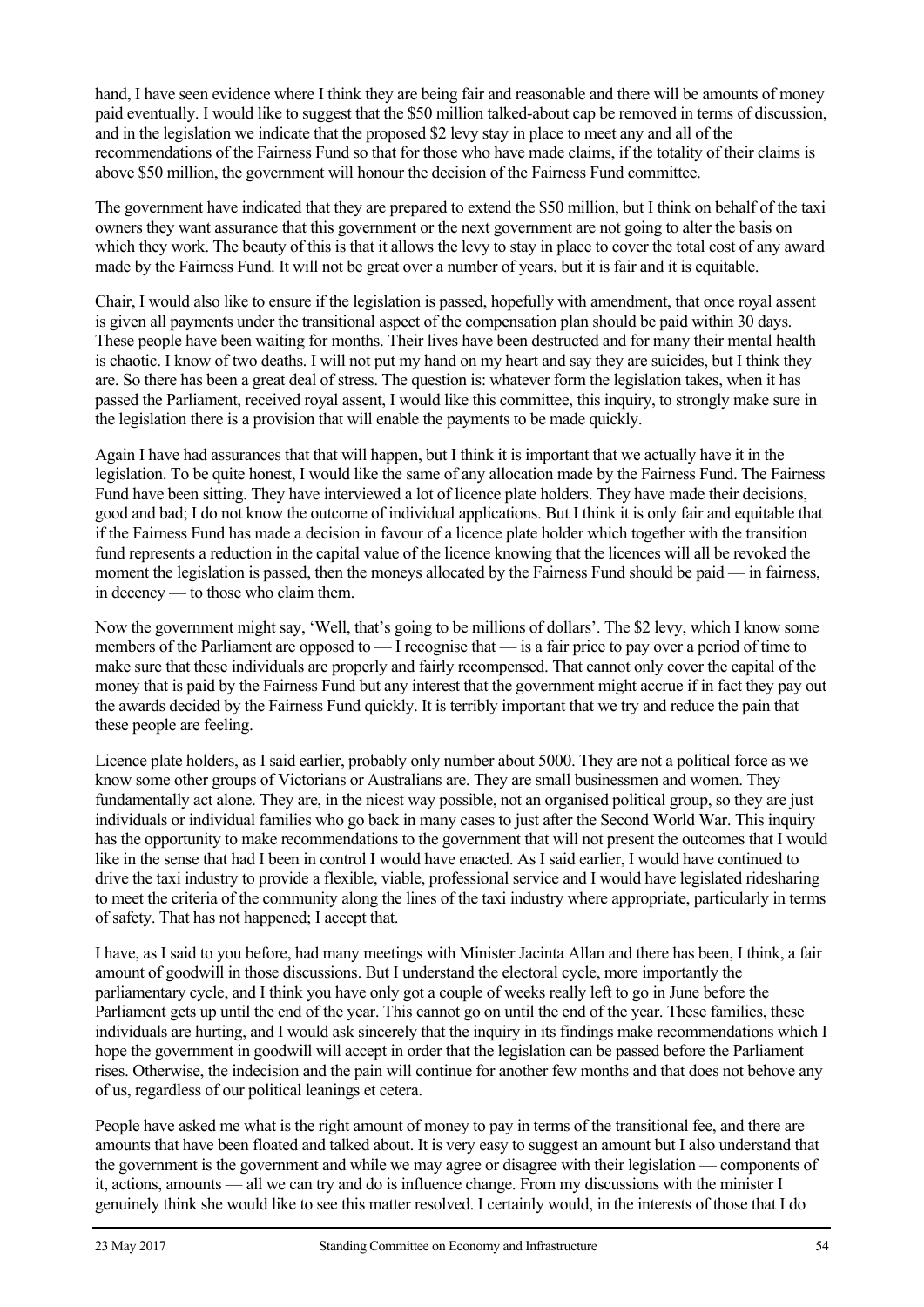hand, I have seen evidence where I think they are being fair and reasonable and there will be amounts of money paid eventually. I would like to suggest that the $50 million talked-about cap be removed in terms of discussion, and in the legislation we indicate that the proposed $2 levy stay in place to meet any and all of the recommendations of the Fairness Fund so that for those who have made claims, if the totality of their claims is above $50 million, the government will honour the decision of the Fairness Fund committee.

The government have indicated that they are prepared to extend the $50 million, but I think on behalf of the taxi owners they want assurance that this government or the next government are not going to alter the basis on which they work. The beauty of this is that it allows the levy to stay in place to cover the total cost of any award made by the Fairness Fund. It will not be great over a number of years, but it is fair and it is equitable.

Chair, I would also like to ensure if the legislation is passed, hopefully with amendment, that once royal assent is given all payments under the transitional aspect of the compensation plan should be paid within 30 days. These people have been waiting for months. Their lives have been destructed and for many their mental health is chaotic. I know of two deaths. I will not put my hand on my heart and say they are suicides, but I think they are. So there has been a great deal of stress. The question is: whatever form the legislation takes, when it has passed the Parliament, received royal assent, I would like this committee, this inquiry, to strongly make sure in the legislation there is a provision that will enable the payments to be made quickly.

Again I have had assurances that that will happen, but I think it is important that we actually have it in the legislation. To be quite honest, I would like the same of any allocation made by the Fairness Fund. The Fairness Fund have been sitting. They have interviewed a lot of licence plate holders. They have made their decisions, good and bad; I do not know the outcome of individual applications. But I think it is only fair and equitable that if the Fairness Fund has made a decision in favour of a licence plate holder which together with the transition fund represents a reduction in the capital value of the licence knowing that the licences will all be revoked the moment the legislation is passed, then the moneys allocated by the Fairness Fund should be paid — in fairness, in decency — to those who claim them.

Now the government might say, 'Well, that's going to be millions of dollars'. The $2 levy, which I know some members of the Parliament are opposed to — I recognise that — is a fair price to pay over a period of time to make sure that these individuals are properly and fairly recompensed. That cannot only cover the capital of the money that is paid by the Fairness Fund but any interest that the government might accrue if in fact they pay out the awards decided by the Fairness Fund quickly. It is terribly important that we try and reduce the pain that these people are feeling.

Licence plate holders, as I said earlier, probably only number about 5000. They are not a political force as we know some other groups of Victorians or Australians are. They are small businessmen and women. They fundamentally act alone. They are, in the nicest way possible, not an organised political group, so they are just individuals or individual families who go back in many cases to just after the Second World War. This inquiry has the opportunity to make recommendations to the government that will not present the outcomes that I would like in the sense that had I been in control I would have enacted. As I said earlier, I would have continued to drive the taxi industry to provide a flexible, viable, professional service and I would have legislated ridesharing to meet the criteria of the community along the lines of the taxi industry where appropriate, particularly in terms of safety. That has not happened; I accept that.

I have, as I said to you before, had many meetings with Minister Jacinta Allan and there has been, I think, a fair amount of goodwill in those discussions. But I understand the electoral cycle, more importantly the parliamentary cycle, and I think you have only got a couple of weeks really left to go in June before the Parliament gets up until the end of the year. This cannot go on until the end of the year. These families, these individuals are hurting, and I would ask sincerely that the inquiry in its findings make recommendations which I hope the government in goodwill will accept in order that the legislation can be passed before the Parliament rises. Otherwise, the indecision and the pain will continue for another few months and that does not behove any of us, regardless of our political leanings et cetera.

People have asked me what is the right amount of money to pay in terms of the transitional fee, and there are amounts that have been floated and talked about. It is very easy to suggest an amount but I also understand that the government is the government and while we may agree or disagree with their legislation — components of it, actions, amounts — all we can try and do is influence change. From my discussions with the minister I genuinely think she would like to see this matter resolved. I certainly would, in the interests of those that I do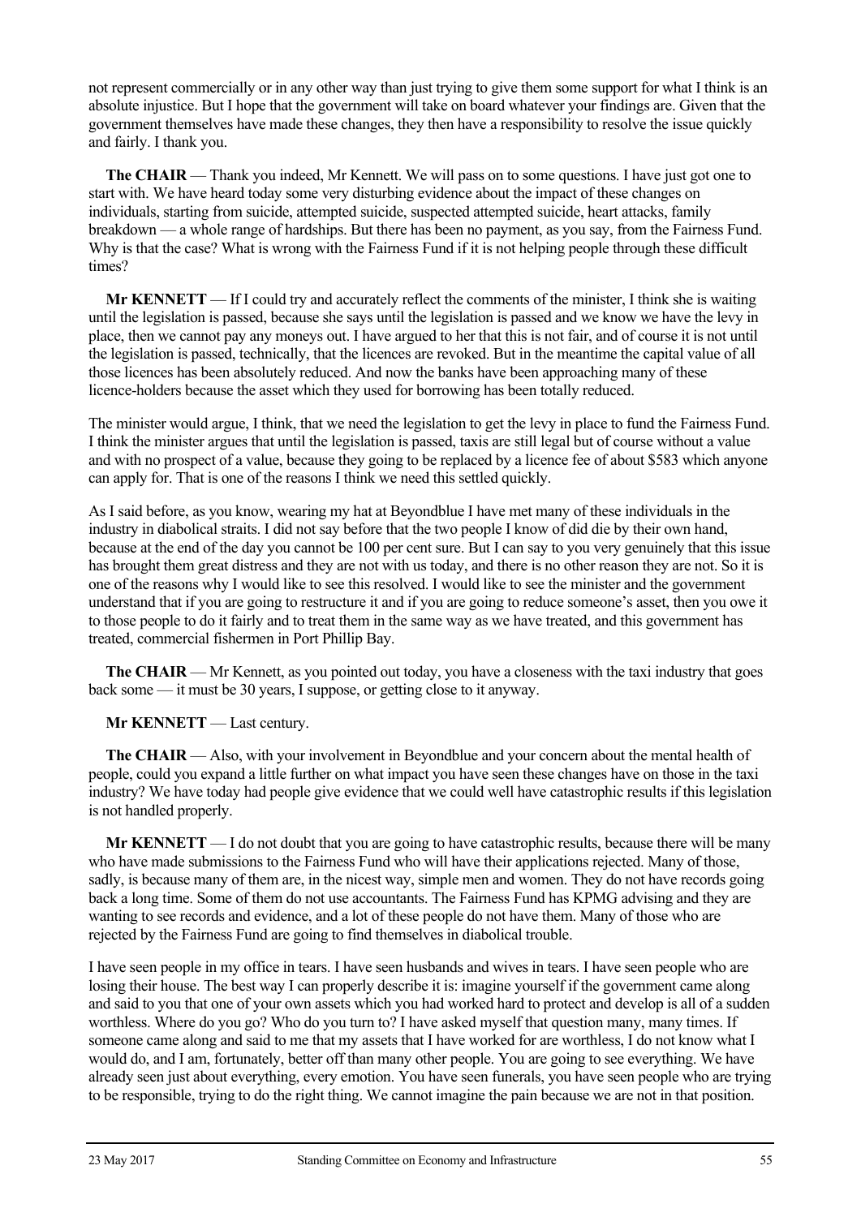not represent commercially or in any other way than just trying to give them some support for what I think is an absolute injustice. But I hope that the government will take on board whatever your findings are. Given that the government themselves have made these changes, they then have a responsibility to resolve the issue quickly and fairly. I thank you.

**The CHAIR** — Thank you indeed, Mr Kennett. We will pass on to some questions. I have just got one to start with. We have heard today some very disturbing evidence about the impact of these changes on individuals, starting from suicide, attempted suicide, suspected attempted suicide, heart attacks, family breakdown — a whole range of hardships. But there has been no payment, as you say, from the Fairness Fund. Why is that the case? What is wrong with the Fairness Fund if it is not helping people through these difficult times?

**Mr KENNETT** — If I could try and accurately reflect the comments of the minister, I think she is waiting until the legislation is passed, because she says until the legislation is passed and we know we have the levy in place, then we cannot pay any moneys out. I have argued to her that this is not fair, and of course it is not until the legislation is passed, technically, that the licences are revoked. But in the meantime the capital value of all those licences has been absolutely reduced. And now the banks have been approaching many of these licence-holders because the asset which they used for borrowing has been totally reduced.

The minister would argue, I think, that we need the legislation to get the levy in place to fund the Fairness Fund. I think the minister argues that until the legislation is passed, taxis are still legal but of course without a value and with no prospect of a value, because they going to be replaced by a licence fee of about $583 which anyone can apply for. That is one of the reasons I think we need this settled quickly.

As I said before, as you know, wearing my hat at Beyondblue I have met many of these individuals in the industry in diabolical straits. I did not say before that the two people I know of did die by their own hand, because at the end of the day you cannot be 100 per cent sure. But I can say to you very genuinely that this issue has brought them great distress and they are not with us today, and there is no other reason they are not. So it is one of the reasons why I would like to see this resolved. I would like to see the minister and the government understand that if you are going to restructure it and if you are going to reduce someone's asset, then you owe it to those people to do it fairly and to treat them in the same way as we have treated, and this government has treated, commercial fishermen in Port Phillip Bay.

**The CHAIR** — Mr Kennett, as you pointed out today, you have a closeness with the taxi industry that goes back some — it must be 30 years, I suppose, or getting close to it anyway.

**Mr KENNETT** — Last century.

**The CHAIR** — Also, with your involvement in Beyondblue and your concern about the mental health of people, could you expand a little further on what impact you have seen these changes have on those in the taxi industry? We have today had people give evidence that we could well have catastrophic results if this legislation is not handled properly.

**Mr KENNETT** — I do not doubt that you are going to have catastrophic results, because there will be many who have made submissions to the Fairness Fund who will have their applications rejected. Many of those, sadly, is because many of them are, in the nicest way, simple men and women. They do not have records going back a long time. Some of them do not use accountants. The Fairness Fund has KPMG advising and they are wanting to see records and evidence, and a lot of these people do not have them. Many of those who are rejected by the Fairness Fund are going to find themselves in diabolical trouble.

I have seen people in my office in tears. I have seen husbands and wives in tears. I have seen people who are losing their house. The best way I can properly describe it is: imagine yourself if the government came along and said to you that one of your own assets which you had worked hard to protect and develop is all of a sudden worthless. Where do you go? Who do you turn to? I have asked myself that question many, many times. If someone came along and said to me that my assets that I have worked for are worthless, I do not know what I would do, and I am, fortunately, better off than many other people. You are going to see everything. We have already seen just about everything, every emotion. You have seen funerals, you have seen people who are trying to be responsible, trying to do the right thing. We cannot imagine the pain because we are not in that position.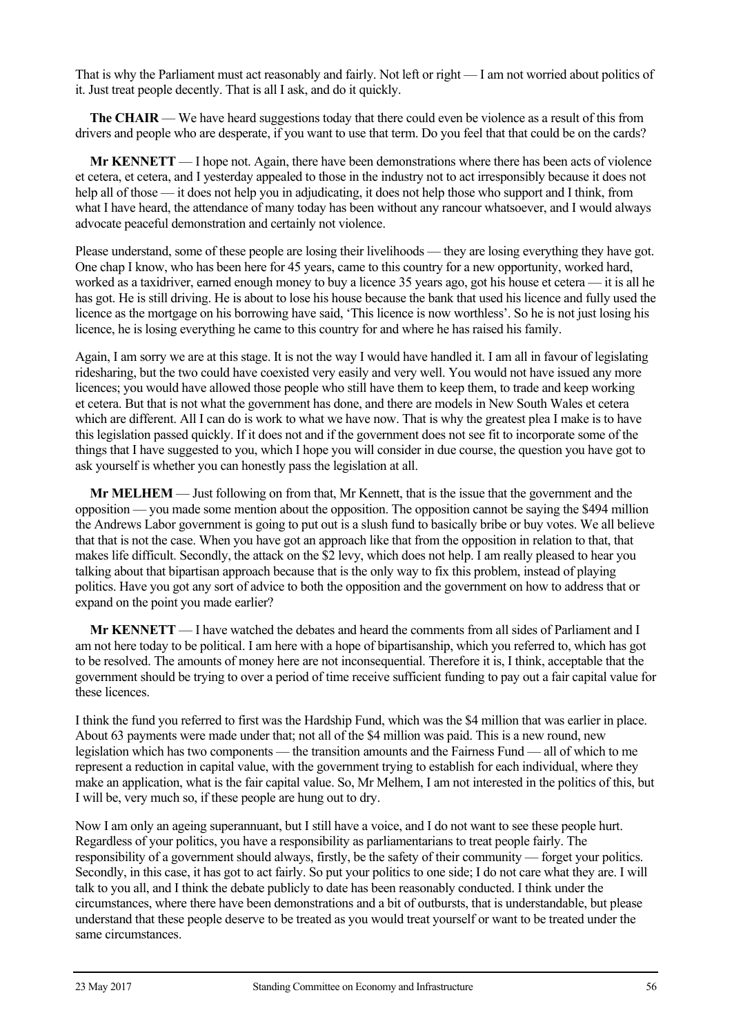That is why the Parliament must act reasonably and fairly. Not left or right — I am not worried about politics of it. Just treat people decently. That is all I ask, and do it quickly.

**The CHAIR** — We have heard suggestions today that there could even be violence as a result of this from drivers and people who are desperate, if you want to use that term. Do you feel that that could be on the cards?

**Mr KENNETT** — I hope not. Again, there have been demonstrations where there has been acts of violence et cetera, et cetera, and I yesterday appealed to those in the industry not to act irresponsibly because it does not help all of those — it does not help you in adjudicating, it does not help those who support and I think, from what I have heard, the attendance of many today has been without any rancour whatsoever, and I would always advocate peaceful demonstration and certainly not violence.

Please understand, some of these people are losing their livelihoods — they are losing everything they have got. One chap I know, who has been here for 45 years, came to this country for a new opportunity, worked hard, worked as a taxidriver, earned enough money to buy a licence 35 years ago, got his house et cetera — it is all he has got. He is still driving. He is about to lose his house because the bank that used his licence and fully used the licence as the mortgage on his borrowing have said, 'This licence is now worthless'. So he is not just losing his licence, he is losing everything he came to this country for and where he has raised his family.

Again, I am sorry we are at this stage. It is not the way I would have handled it. I am all in favour of legislating ridesharing, but the two could have coexisted very easily and very well. You would not have issued any more licences; you would have allowed those people who still have them to keep them, to trade and keep working et cetera. But that is not what the government has done, and there are models in New South Wales et cetera which are different. All I can do is work to what we have now. That is why the greatest plea I make is to have this legislation passed quickly. If it does not and if the government does not see fit to incorporate some of the things that I have suggested to you, which I hope you will consider in due course, the question you have got to ask yourself is whether you can honestly pass the legislation at all.

**Mr MELHEM** — Just following on from that, Mr Kennett, that is the issue that the government and the opposition — you made some mention about the opposition. The opposition cannot be saying the $494 million the Andrews Labor government is going to put out is a slush fund to basically bribe or buy votes. We all believe that that is not the case. When you have got an approach like that from the opposition in relation to that, that makes life difficult. Secondly, the attack on the $2 levy, which does not help. I am really pleased to hear you talking about that bipartisan approach because that is the only way to fix this problem, instead of playing politics. Have you got any sort of advice to both the opposition and the government on how to address that or expand on the point you made earlier?

**Mr KENNETT** — I have watched the debates and heard the comments from all sides of Parliament and I am not here today to be political. I am here with a hope of bipartisanship, which you referred to, which has got to be resolved. The amounts of money here are not inconsequential. Therefore it is, I think, acceptable that the government should be trying to over a period of time receive sufficient funding to pay out a fair capital value for these licences.

I think the fund you referred to first was the Hardship Fund, which was the $4 million that was earlier in place. About 63 payments were made under that; not all of the $4 million was paid. This is a new round, new legislation which has two components — the transition amounts and the Fairness Fund — all of which to me represent a reduction in capital value, with the government trying to establish for each individual, where they make an application, what is the fair capital value. So, Mr Melhem, I am not interested in the politics of this, but I will be, very much so, if these people are hung out to dry.

Now I am only an ageing superannuant, but I still have a voice, and I do not want to see these people hurt. Regardless of your politics, you have a responsibility as parliamentarians to treat people fairly. The responsibility of a government should always, firstly, be the safety of their community — forget your politics. Secondly, in this case, it has got to act fairly. So put your politics to one side; I do not care what they are. I will talk to you all, and I think the debate publicly to date has been reasonably conducted. I think under the circumstances, where there have been demonstrations and a bit of outbursts, that is understandable, but please understand that these people deserve to be treated as you would treat yourself or want to be treated under the same circumstances.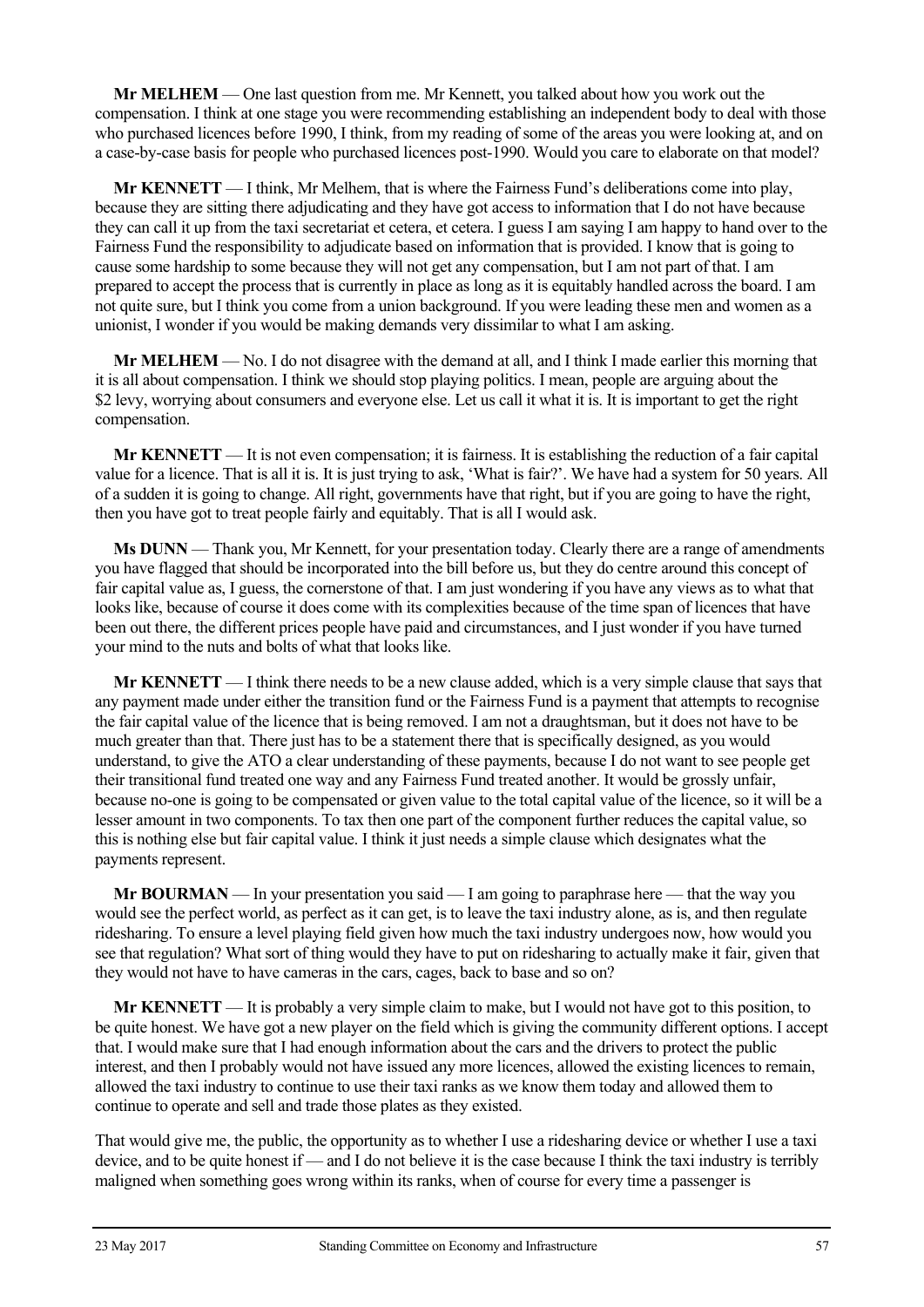**Mr MELHEM** — One last question from me. Mr Kennett, you talked about how you work out the compensation. I think at one stage you were recommending establishing an independent body to deal with those who purchased licences before 1990, I think, from my reading of some of the areas you were looking at, and on a case-by-case basis for people who purchased licences post-1990. Would you care to elaborate on that model?

**Mr KENNETT** — I think, Mr Melhem, that is where the Fairness Fund's deliberations come into play, because they are sitting there adjudicating and they have got access to information that I do not have because they can call it up from the taxi secretariat et cetera, et cetera. I guess I am saying I am happy to hand over to the Fairness Fund the responsibility to adjudicate based on information that is provided. I know that is going to cause some hardship to some because they will not get any compensation, but I am not part of that. I am prepared to accept the process that is currently in place as long as it is equitably handled across the board. I am not quite sure, but I think you come from a union background. If you were leading these men and women as a unionist, I wonder if you would be making demands very dissimilar to what I am asking.

**Mr MELHEM** — No. I do not disagree with the demand at all, and I think I made earlier this morning that it is all about compensation. I think we should stop playing politics. I mean, people are arguing about the \$2 levy, worrying about consumers and everyone else. Let us call it what it is. It is important to get the right compensation.

**Mr KENNETT** — It is not even compensation; it is fairness. It is establishing the reduction of a fair capital value for a licence. That is all it is. It is just trying to ask, 'What is fair?'. We have had a system for 50 years. All of a sudden it is going to change. All right, governments have that right, but if you are going to have the right, then you have got to treat people fairly and equitably. That is all I would ask.

**Ms DUNN** — Thank you, Mr Kennett, for your presentation today. Clearly there are a range of amendments you have flagged that should be incorporated into the bill before us, but they do centre around this concept of fair capital value as, I guess, the cornerstone of that. I am just wondering if you have any views as to what that looks like, because of course it does come with its complexities because of the time span of licences that have been out there, the different prices people have paid and circumstances, and I just wonder if you have turned your mind to the nuts and bolts of what that looks like.

**Mr KENNETT** — I think there needs to be a new clause added, which is a very simple clause that says that any payment made under either the transition fund or the Fairness Fund is a payment that attempts to recognise the fair capital value of the licence that is being removed. I am not a draughtsman, but it does not have to be much greater than that. There just has to be a statement there that is specifically designed, as you would understand, to give the ATO a clear understanding of these payments, because I do not want to see people get their transitional fund treated one way and any Fairness Fund treated another. It would be grossly unfair, because no-one is going to be compensated or given value to the total capital value of the licence, so it will be a lesser amount in two components. To tax then one part of the component further reduces the capital value, so this is nothing else but fair capital value. I think it just needs a simple clause which designates what the payments represent.

**Mr BOURMAN** — In your presentation you said — I am going to paraphrase here — that the way you would see the perfect world, as perfect as it can get, is to leave the taxi industry alone, as is, and then regulate ridesharing. To ensure a level playing field given how much the taxi industry undergoes now, how would you see that regulation? What sort of thing would they have to put on ridesharing to actually make it fair, given that they would not have to have cameras in the cars, cages, back to base and so on?

**Mr KENNETT** — It is probably a very simple claim to make, but I would not have got to this position, to be quite honest. We have got a new player on the field which is giving the community different options. I accept that. I would make sure that I had enough information about the cars and the drivers to protect the public interest, and then I probably would not have issued any more licences, allowed the existing licences to remain, allowed the taxi industry to continue to use their taxi ranks as we know them today and allowed them to continue to operate and sell and trade those plates as they existed.

That would give me, the public, the opportunity as to whether I use a ridesharing device or whether I use a taxi device, and to be quite honest if — and I do not believe it is the case because I think the taxi industry is terribly maligned when something goes wrong within its ranks, when of course for every time a passenger is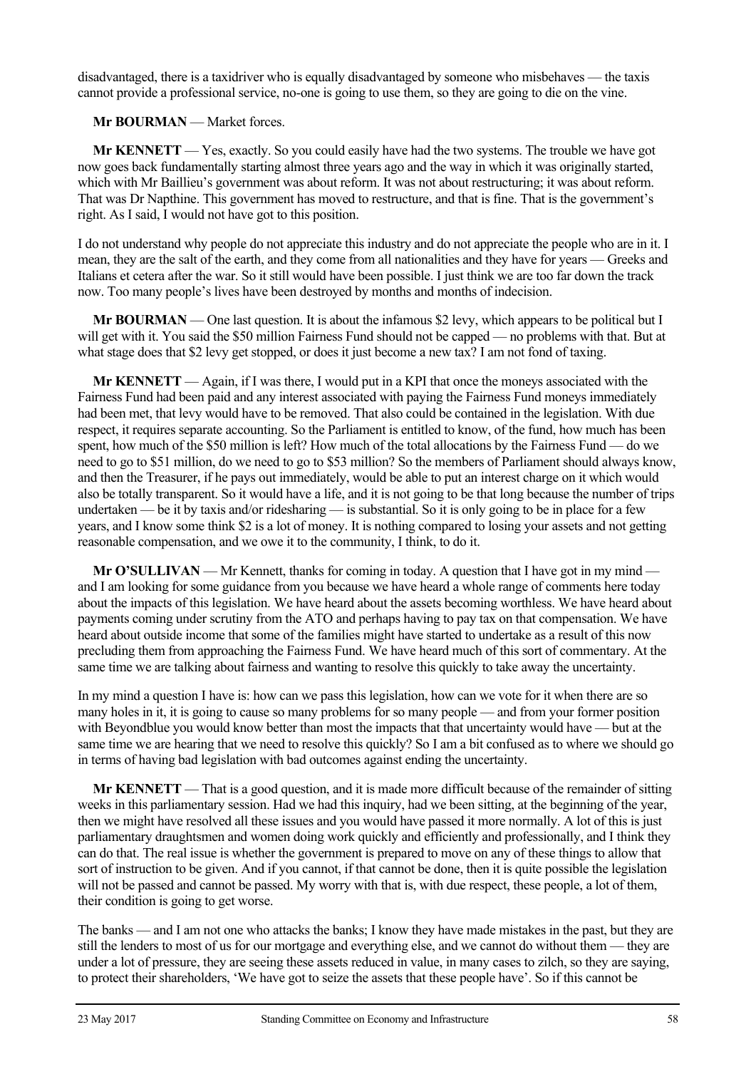disadvantaged, there is a taxidriver who is equally disadvantaged by someone who misbehaves — the taxis cannot provide a professional service, no-one is going to use them, so they are going to die on the vine.

**Mr BOURMAN** — Market forces.

**Mr KENNETT** — Yes, exactly. So you could easily have had the two systems. The trouble we have got now goes back fundamentally starting almost three years ago and the way in which it was originally started, which with Mr Baillieu's government was about reform. It was not about restructuring; it was about reform. That was Dr Napthine. This government has moved to restructure, and that is fine. That is the government's right. As I said, I would not have got to this position.

I do not understand why people do not appreciate this industry and do not appreciate the people who are in it. I mean, they are the salt of the earth, and they come from all nationalities and they have for years — Greeks and Italians et cetera after the war. So it still would have been possible. I just think we are too far down the track now. Too many people's lives have been destroyed by months and months of indecision.

**Mr BOURMAN** — One last question. It is about the infamous $2 levy, which appears to be political but I will get with it. You said the $50 million Fairness Fund should not be capped — no problems with that. But at what stage does that $2 levy get stopped, or does it just become a new tax? I am not fond of taxing.

**Mr KENNETT** — Again, if I was there, I would put in a KPI that once the moneys associated with the Fairness Fund had been paid and any interest associated with paying the Fairness Fund moneys immediately had been met, that levy would have to be removed. That also could be contained in the legislation. With due respect, it requires separate accounting. So the Parliament is entitled to know, of the fund, how much has been spent, how much of the $50 million is left? How much of the total allocations by the Fairness Fund — do we need to go to $51 million, do we need to go to $53 million? So the members of Parliament should always know, and then the Treasurer, if he pays out immediately, would be able to put an interest charge on it which would also be totally transparent. So it would have a life, and it is not going to be that long because the number of trips undertaken — be it by taxis and/or ridesharing — is substantial. So it is only going to be in place for a few years, and I know some think $2 is a lot of money. It is nothing compared to losing your assets and not getting reasonable compensation, and we owe it to the community, I think, to do it.

**Mr O'SULLIVAN** — Mr Kennett, thanks for coming in today. A question that I have got in my mind — and I am looking for some guidance from you because we have heard a whole range of comments here today about the impacts of this legislation. We have heard about the assets becoming worthless. We have heard about payments coming under scrutiny from the ATO and perhaps having to pay tax on that compensation. We have heard about outside income that some of the families might have started to undertake as a result of this now precluding them from approaching the Fairness Fund. We have heard much of this sort of commentary. At the same time we are talking about fairness and wanting to resolve this quickly to take away the uncertainty.

In my mind a question I have is: how can we pass this legislation, how can we vote for it when there are so many holes in it, it is going to cause so many problems for so many people — and from your former position with Beyondblue you would know better than most the impacts that that uncertainty would have — but at the same time we are hearing that we need to resolve this quickly? So I am a bit confused as to where we should go in terms of having bad legislation with bad outcomes against ending the uncertainty.

**Mr KENNETT** — That is a good question, and it is made more difficult because of the remainder of sitting weeks in this parliamentary session. Had we had this inquiry, had we been sitting, at the beginning of the year, then we might have resolved all these issues and you would have passed it more normally. A lot of this is just parliamentary draughtsmen and women doing work quickly and efficiently and professionally, and I think they can do that. The real issue is whether the government is prepared to move on any of these things to allow that sort of instruction to be given. And if you cannot, if that cannot be done, then it is quite possible the legislation will not be passed and cannot be passed. My worry with that is, with due respect, these people, a lot of them, their condition is going to get worse.

The banks — and I am not one who attacks the banks; I know they have made mistakes in the past, but they are still the lenders to most of us for our mortgage and everything else, and we cannot do without them — they are under a lot of pressure, they are seeing these assets reduced in value, in many cases to zilch, so they are saying, to protect their shareholders, 'We have got to seize the assets that these people have'. So if this cannot be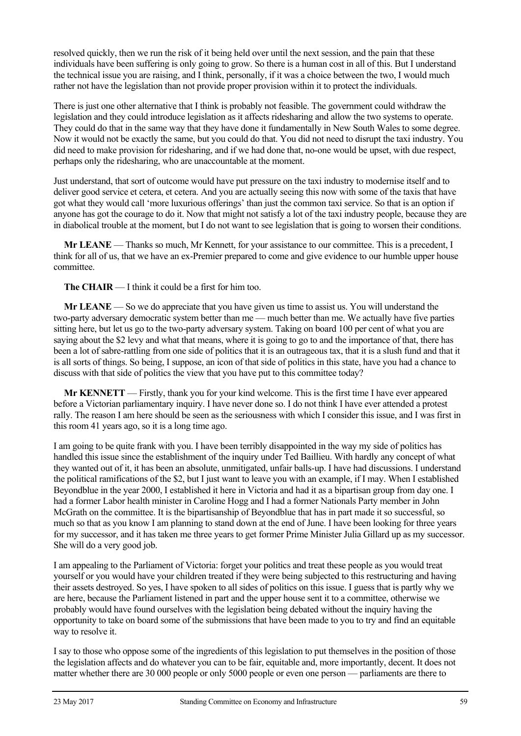resolved quickly, then we run the risk of it being held over until the next session, and the pain that these individuals have been suffering is only going to grow. So there is a human cost in all of this. But I understand the technical issue you are raising, and I think, personally, if it was a choice between the two, I would much rather not have the legislation than not provide proper provision within it to protect the individuals.

There is just one other alternative that I think is probably not feasible. The government could withdraw the legislation and they could introduce legislation as it affects ridesharing and allow the two systems to operate. They could do that in the same way that they have done it fundamentally in New South Wales to some degree. Now it would not be exactly the same, but you could do that. You did not need to disrupt the taxi industry. You did need to make provision for ridesharing, and if we had done that, no-one would be upset, with due respect, perhaps only the ridesharing, who are unaccountable at the moment.

Just understand, that sort of outcome would have put pressure on the taxi industry to modernise itself and to deliver good service et cetera, et cetera. And you are actually seeing this now with some of the taxis that have got what they would call 'more luxurious offerings' than just the common taxi service. So that is an option if anyone has got the courage to do it. Now that might not satisfy a lot of the taxi industry people, because they are in diabolical trouble at the moment, but I do not want to see legislation that is going to worsen their conditions.

**Mr LEANE** — Thanks so much, Mr Kennett, for your assistance to our committee. This is a precedent, I think for all of us, that we have an ex-Premier prepared to come and give evidence to our humble upper house committee.

**The CHAIR** — I think it could be a first for him too.

**Mr LEANE** — So we do appreciate that you have given us time to assist us. You will understand the two-party adversary democratic system better than me — much better than me. We actually have five parties sitting here, but let us go to the two-party adversary system. Taking on board 100 per cent of what you are saying about the $2 levy and what that means, where it is going to go to and the importance of that, there has been a lot of sabre-rattling from one side of politics that it is an outrageous tax, that it is a slush fund and that it is all sorts of things. So being, I suppose, an icon of that side of politics in this state, have you had a chance to discuss with that side of politics the view that you have put to this committee today?

**Mr KENNETT** — Firstly, thank you for your kind welcome. This is the first time I have ever appeared before a Victorian parliamentary inquiry. I have never done so. I do not think I have ever attended a protest rally. The reason I am here should be seen as the seriousness with which I consider this issue, and I was first in this room 41 years ago, so it is a long time ago.

I am going to be quite frank with you. I have been terribly disappointed in the way my side of politics has handled this issue since the establishment of the inquiry under Ted Baillieu. With hardly any concept of what they wanted out of it, it has been an absolute, unmitigated, unfair balls-up. I have had discussions. I understand the political ramifications of the $2, but I just want to leave you with an example, if I may. When I established Beyondblue in the year 2000, I established it here in Victoria and had it as a bipartisan group from day one. I had a former Labor health minister in Caroline Hogg and I had a former Nationals Party member in John McGrath on the committee. It is the bipartisanship of Beyondblue that has in part made it so successful, so much so that as you know I am planning to stand down at the end of June. I have been looking for three years for my successor, and it has taken me three years to get former Prime Minister Julia Gillard up as my successor. She will do a very good job.

I am appealing to the Parliament of Victoria: forget your politics and treat these people as you would treat yourself or you would have your children treated if they were being subjected to this restructuring and having their assets destroyed. So yes, I have spoken to all sides of politics on this issue. I guess that is partly why we are here, because the Parliament listened in part and the upper house sent it to a committee, otherwise we probably would have found ourselves with the legislation being debated without the inquiry having the opportunity to take on board some of the submissions that have been made to you to try and find an equitable way to resolve it.

I say to those who oppose some of the ingredients of this legislation to put themselves in the position of those the legislation affects and do whatever you can to be fair, equitable and, more importantly, decent. It does not matter whether there are 30 000 people or only 5000 people or even one person — parliaments are there to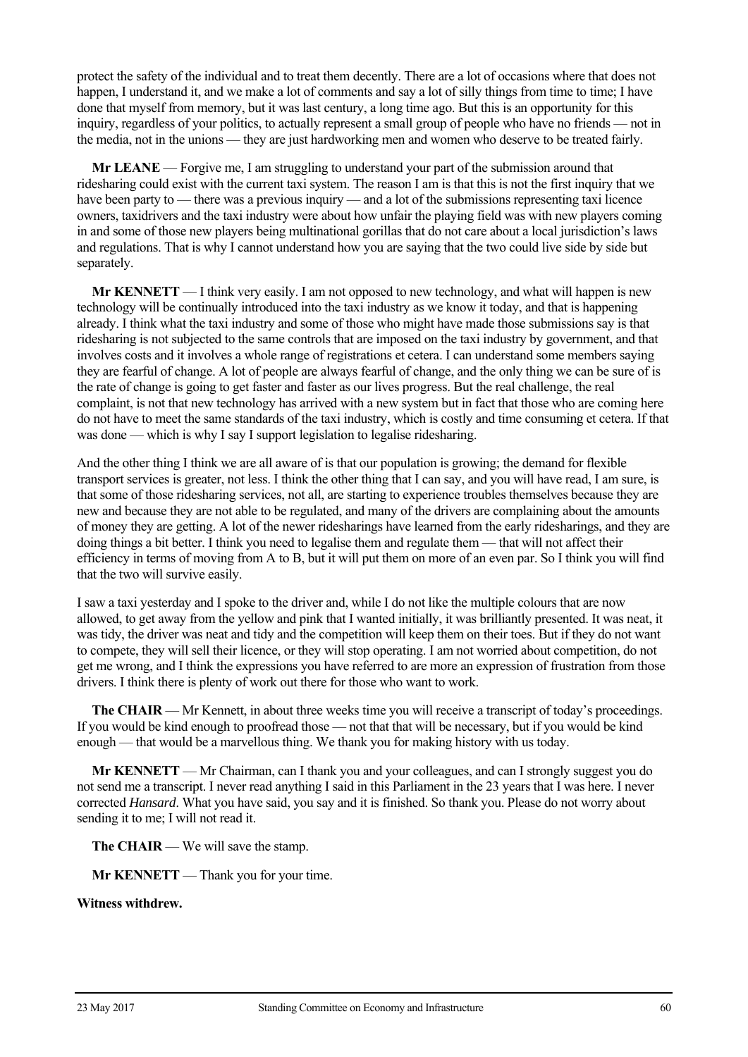protect the safety of the individual and to treat them decently. There are a lot of occasions where that does not happen, I understand it, and we make a lot of comments and say a lot of silly things from time to time; I have done that myself from memory, but it was last century, a long time ago. But this is an opportunity for this inquiry, regardless of your politics, to actually represent a small group of people who have no friends — not in the media, not in the unions — they are just hardworking men and women who deserve to be treated fairly.

**Mr LEANE** — Forgive me, I am struggling to understand your part of the submission around that ridesharing could exist with the current taxi system. The reason I am is that this is not the first inquiry that we have been party to — there was a previous inquiry — and a lot of the submissions representing taxi licence owners, taxidrivers and the taxi industry were about how unfair the playing field was with new players coming in and some of those new players being multinational gorillas that do not care about a local jurisdiction's laws and regulations. That is why I cannot understand how you are saying that the two could live side by side but separately.

**Mr KENNETT** — I think very easily. I am not opposed to new technology, and what will happen is new technology will be continually introduced into the taxi industry as we know it today, and that is happening already. I think what the taxi industry and some of those who might have made those submissions say is that ridesharing is not subjected to the same controls that are imposed on the taxi industry by government, and that involves costs and it involves a whole range of registrations et cetera. I can understand some members saying they are fearful of change. A lot of people are always fearful of change, and the only thing we can be sure of is the rate of change is going to get faster and faster as our lives progress. But the real challenge, the real complaint, is not that new technology has arrived with a new system but in fact that those who are coming here do not have to meet the same standards of the taxi industry, which is costly and time consuming et cetera. If that was done — which is why I say I support legislation to legalise ridesharing.

And the other thing I think we are all aware of is that our population is growing; the demand for flexible transport services is greater, not less. I think the other thing that I can say, and you will have read, I am sure, is that some of those ridesharing services, not all, are starting to experience troubles themselves because they are new and because they are not able to be regulated, and many of the drivers are complaining about the amounts of money they are getting. A lot of the newer ridesharings have learned from the early ridesharings, and they are doing things a bit better. I think you need to legalise them and regulate them — that will not affect their efficiency in terms of moving from A to B, but it will put them on more of an even par. So I think you will find that the two will survive easily.

I saw a taxi yesterday and I spoke to the driver and, while I do not like the multiple colours that are now allowed, to get away from the yellow and pink that I wanted initially, it was brilliantly presented. It was neat, it was tidy, the driver was neat and tidy and the competition will keep them on their toes. But if they do not want to compete, they will sell their licence, or they will stop operating. I am not worried about competition, do not get me wrong, and I think the expressions you have referred to are more an expression of frustration from those drivers. I think there is plenty of work out there for those who want to work.

**The CHAIR** — Mr Kennett, in about three weeks time you will receive a transcript of today's proceedings. If you would be kind enough to proofread those — not that that will be necessary, but if you would be kind enough — that would be a marvellous thing. We thank you for making history with us today.

**Mr KENNETT** — Mr Chairman, can I thank you and your colleagues, and can I strongly suggest you do not send me a transcript. I never read anything I said in this Parliament in the 23 years that I was here. I never corrected *Hansard*. What you have said, you say and it is finished. So thank you. Please do not worry about sending it to me; I will not read it.

**The CHAIR** — We will save the stamp.

**Mr KENNETT** — Thank you for your time.

**Witness withdrew.**